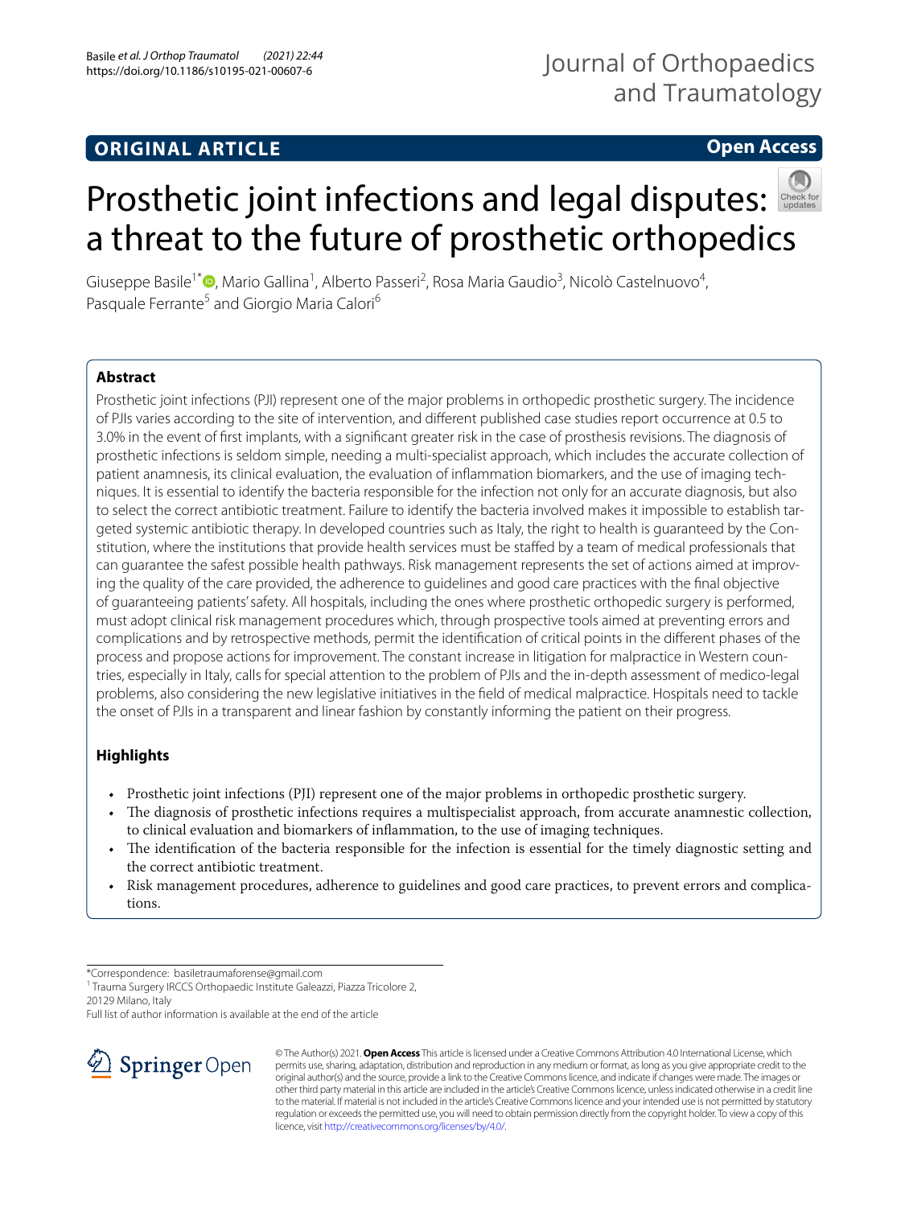ORIGINAL ARTICLE

Open Access

# Prosthetic joint infections and legal disputes: a threat to the future of prosthetic orthopedics

Giuseppe Basile[1*], Mario Gallina[1], Alberto Passeri[2], Rosa Maria Gaudio[3], Nicolò Castelnuovo[4], Pasquale Ferrante[5] and Giorgio Maria Calori[6]

## Abstract

Prosthetic joint infections (PJI) represent one of the major problems in orthopedic prosthetic surgery. The incidence of PJIs varies according to the site of intervention, and different published case studies report occurrence at 0.5 to 3.0% in the event of first implants, with a significant greater risk in the case of prosthesis revisions. The diagnosis of prosthetic infections is seldom simple, needing a multi-specialist approach, which includes the accurate collection of patient anamnesis, its clinical evaluation, the evaluation of inflammation biomarkers, and the use of imaging techniques. It is essential to identify the bacteria responsible for the infection not only for an accurate diagnosis, but also to select the correct antibiotic treatment. Failure to identify the bacteria involved makes it impossible to establish targeted systemic antibiotic therapy. In developed countries such as Italy, the right to health is guaranteed by the Constitution, where the institutions that provide health services must be staffed by a team of medical professionals that can guarantee the safest possible health pathways. Risk management represents the set of actions aimed at improving the quality of the care provided, the adherence to guidelines and good care practices with the final objective of guaranteeing patients' safety. All hospitals, including the ones where prosthetic orthopedic surgery is performed, must adopt clinical risk management procedures which, through prospective tools aimed at preventing errors and complications and by retrospective methods, permit the identification of critical points in the different phases of the process and propose actions for improvement. The constant increase in litigation for malpractice in Western countries, especially in Italy, calls for special attention to the problem of PJIs and the in-depth assessment of medico-legal problems, also considering the new legislative initiatives in the field of medical malpractice. Hospitals need to tackle the onset of PJIs in a transparent and linear fashion by constantly informing the patient on their progress.

## Highlights

- Prosthetic joint infections (PJI) represent one of the major problems in orthopedic prosthetic surgery.
- The diagnosis of prosthetic infections requires a multispecialist approach, from accurate anamnestic collection, to clinical evaluation and biomarkers of inflammation, to the use of imaging techniques.
- The identification of the bacteria responsible for the infection is essential for the timely diagnostic setting and the correct antibiotic treatment.
- Risk management procedures, adherence to guidelines and good care practices, to prevent errors and complications.

*Correspondence: basiletraumaforense@gmail.com
[1] Trauma Surgery IRCCS Orthopaedic Institute Galeazzi, Piazza Tricolore 2, 20129 Milano, Italy
Full list of author information is available at the end of the article

© The Author(s) 2021. **Open Access** This article is licensed under a Creative Commons Attribution 4.0 International License, which permits use, sharing, adaptation, distribution and reproduction in any medium or format, as long as you give appropriate credit to the original author(s) and the source, provide a link to the Creative Commons licence, and indicate if changes were made. The images or other third party material in this article are included in the article's Creative Commons licence, unless indicated otherwise in a credit line to the material. If material is not included in the article's Creative Commons licence and your intended use is not permitted by statutory regulation or exceeds the permitted use, you will need to obtain permission directly from the copyright holder. To view a copy of this licence, visit http://creativecommons.org/licenses/by/4.0/.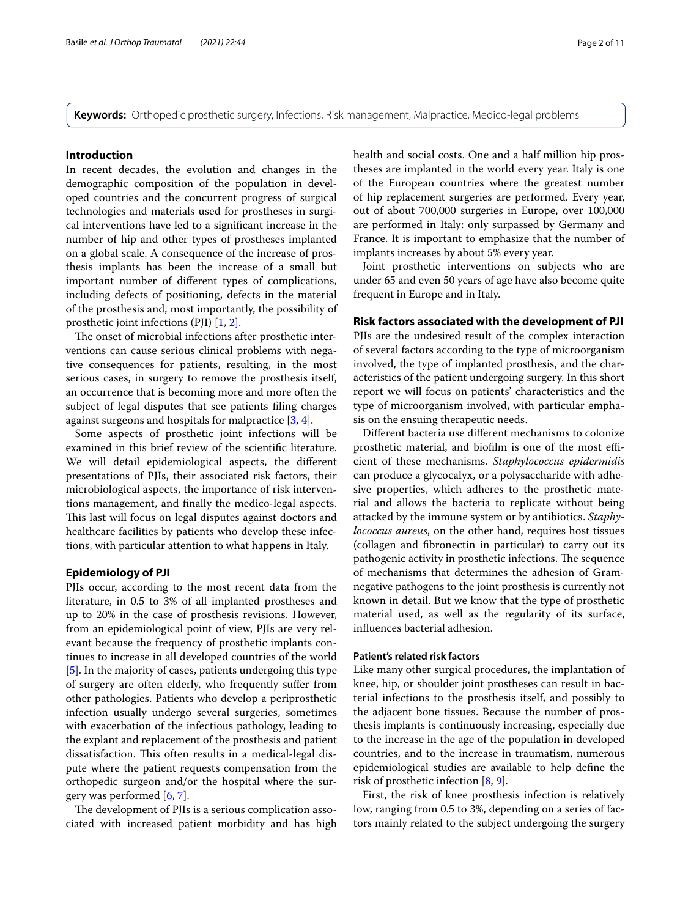**Keywords:** Orthopedic prosthetic surgery, Infections, Risk management, Malpractice, Medico-legal problems

## Introduction

In recent decades, the evolution and changes in the demographic composition of the population in developed countries and the concurrent progress of surgical technologies and materials used for prostheses in surgical interventions have led to a significant increase in the number of hip and other types of prostheses implanted on a global scale. A consequence of the increase of prosthesis implants has been the increase of a small but important number of different types of complications, including defects of positioning, defects in the material of the prosthesis and, most importantly, the possibility of prosthetic joint infections (PJI) [1, 2].

The onset of microbial infections after prosthetic interventions can cause serious clinical problems with negative consequences for patients, resulting, in the most serious cases, in surgery to remove the prosthesis itself, an occurrence that is becoming more and more often the subject of legal disputes that see patients filing charges against surgeons and hospitals for malpractice [3, 4].

Some aspects of prosthetic joint infections will be examined in this brief review of the scientific literature. We will detail epidemiological aspects, the different presentations of PJIs, their associated risk factors, their microbiological aspects, the importance of risk interventions management, and finally the medico-legal aspects. This last will focus on legal disputes against doctors and healthcare facilities by patients who develop these infections, with particular attention to what happens in Italy.

## Epidemiology of PJI

PJIs occur, according to the most recent data from the literature, in 0.5 to 3% of all implanted prostheses and up to 20% in the case of prosthesis revisions. However, from an epidemiological point of view, PJIs are very relevant because the frequency of prosthetic implants continues to increase in all developed countries of the world [5]. In the majority of cases, patients undergoing this type of surgery are often elderly, who frequently suffer from other pathologies. Patients who develop a periprosthetic infection usually undergo several surgeries, sometimes with exacerbation of the infectious pathology, leading to the explant and replacement of the prosthesis and patient dissatisfaction. This often results in a medical-legal dispute where the patient requests compensation from the orthopedic surgeon and/or the hospital where the surgery was performed [6, 7].

The development of PJIs is a serious complication associated with increased patient morbidity and has high health and social costs. One and a half million hip prostheses are implanted in the world every year. Italy is one of the European countries where the greatest number of hip replacement surgeries are performed. Every year, out of about 700,000 surgeries in Europe, over 100,000 are performed in Italy: only surpassed by Germany and France. It is important to emphasize that the number of implants increases by about 5% every year.

Joint prosthetic interventions on subjects who are under 65 and even 50 years of age have also become quite frequent in Europe and in Italy.

## Risk factors associated with the development of PJI

PJIs are the undesired result of the complex interaction of several factors according to the type of microorganism involved, the type of implanted prosthesis, and the characteristics of the patient undergoing surgery. In this short report we will focus on patients' characteristics and the type of microorganism involved, with particular emphasis on the ensuing therapeutic needs.

Different bacteria use different mechanisms to colonize prosthetic material, and biofilm is one of the most efficient of these mechanisms. *Staphylococcus epidermidis* can produce a glycocalyx, or a polysaccharide with adhesive properties, which adheres to the prosthetic material and allows the bacteria to replicate without being attacked by the immune system or by antibiotics. *Staphylococcus aureus*, on the other hand, requires host tissues (collagen and fibronectin in particular) to carry out its pathogenic activity in prosthetic infections. The sequence of mechanisms that determines the adhesion of Gram-negative pathogens to the joint prosthesis is currently not known in detail. But we know that the type of prosthetic material used, as well as the regularity of its surface, influences bacterial adhesion.

### Patient's related risk factors

Like many other surgical procedures, the implantation of knee, hip, or shoulder joint prostheses can result in bacterial infections to the prosthesis itself, and possibly to the adjacent bone tissues. Because the number of prosthesis implants is continuously increasing, especially due to the increase in the age of the population in developed countries, and to the increase in traumatism, numerous epidemiological studies are available to help define the risk of prosthetic infection [8, 9].

First, the risk of knee prosthesis infection is relatively low, ranging from 0.5 to 3%, depending on a series of factors mainly related to the subject undergoing the surgery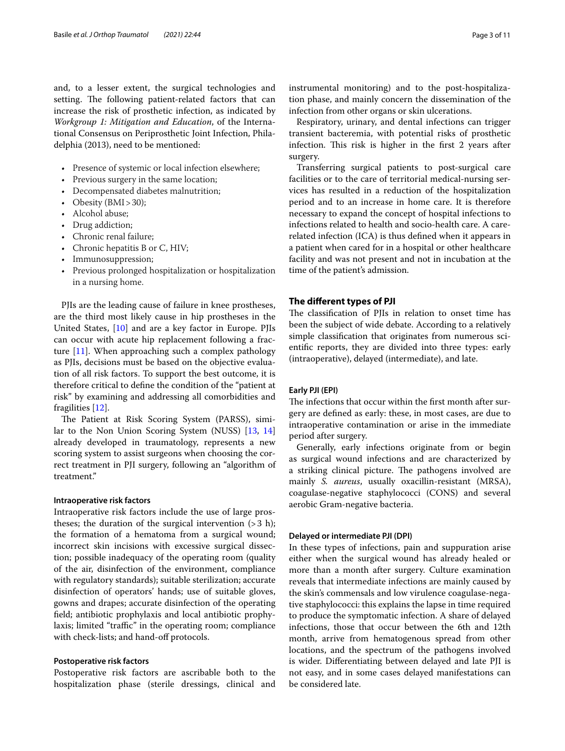and, to a lesser extent, the surgical technologies and setting. The following patient-related factors that can increase the risk of prosthetic infection, as indicated by *Workgroup 1: Mitigation and Education*, of the International Consensus on Periprosthetic Joint Infection, Philadelphia (2013), need to be mentioned:

- Presence of systemic or local infection elsewhere;
- Previous surgery in the same location;
- Decompensated diabetes malnutrition;
- Obesity (BMI > 30);
- Alcohol abuse;
- Drug addiction;
- Chronic renal failure;
- Chronic hepatitis B or C, HIV;
- Immunosuppression;
- Previous prolonged hospitalization or hospitalization in a nursing home.

PJIs are the leading cause of failure in knee prostheses, are the third most likely cause in hip prostheses in the United States, [10] and are a key factor in Europe. PJIs can occur with acute hip replacement following a fracture [11]. When approaching such a complex pathology as PJIs, decisions must be based on the objective evaluation of all risk factors. To support the best outcome, it is therefore critical to define the condition of the "patient at risk" by examining and addressing all comorbidities and fragilities [12].

The Patient at Risk Scoring System (PARSS), similar to the Non Union Scoring System (NUSS) [13, 14] already developed in traumatology, represents a new scoring system to assist surgeons when choosing the correct treatment in PJI surgery, following an "algorithm of treatment."

#### Intraoperative risk factors

Intraoperative risk factors include the use of large prostheses; the duration of the surgical intervention (> 3 h); the formation of a hematoma from a surgical wound; incorrect skin incisions with excessive surgical dissection; possible inadequacy of the operating room (quality of the air, disinfection of the environment, compliance with regulatory standards); suitable sterilization; accurate disinfection of operators' hands; use of suitable gloves, gowns and drapes; accurate disinfection of the operating field; antibiotic prophylaxis and local antibiotic prophylaxis; limited "traffic" in the operating room; compliance with check-lists; and hand-off protocols.

#### Postoperative risk factors

Postoperative risk factors are ascribable both to the hospitalization phase (sterile dressings, clinical and instrumental monitoring) and to the post-hospitalization phase, and mainly concern the dissemination of the infection from other organs or skin ulcerations.

Respiratory, urinary, and dental infections can trigger transient bacteremia, with potential risks of prosthetic infection. This risk is higher in the first 2 years after surgery.

Transferring surgical patients to post-surgical care facilities or to the care of territorial medical-nursing services has resulted in a reduction of the hospitalization period and to an increase in home care. It is therefore necessary to expand the concept of hospital infections to infections related to health and socio-health care. A care-related infection (ICA) is thus defined when it appears in a patient when cared for in a hospital or other healthcare facility and was not present and not in incubation at the time of the patient's admission.

## The different types of PJI

The classification of PJIs in relation to onset time has been the subject of wide debate. According to a relatively simple classification that originates from numerous scientific reports, they are divided into three types: early (intraoperative), delayed (intermediate), and late.

#### Early PJI (EPI)

The infections that occur within the first month after surgery are defined as early: these, in most cases, are due to intraoperative contamination or arise in the immediate period after surgery.

Generally, early infections originate from or begin as surgical wound infections and are characterized by a striking clinical picture. The pathogens involved are mainly *S. aureus*, usually oxacillin-resistant (MRSA), coagulase-negative staphylococci (CONS) and several aerobic Gram-negative bacteria.

#### Delayed or intermediate PJI (DPI)

In these types of infections, pain and suppuration arise either when the surgical wound has already healed or more than a month after surgery. Culture examination reveals that intermediate infections are mainly caused by the skin's commensals and low virulence coagulase-negative staphylococci: this explains the lapse in time required to produce the symptomatic infection. A share of delayed infections, those that occur between the 6th and 12th month, arrive from hematogenous spread from other locations, and the spectrum of the pathogens involved is wider. Differentiating between delayed and late PJI is not easy, and in some cases delayed manifestations can be considered late.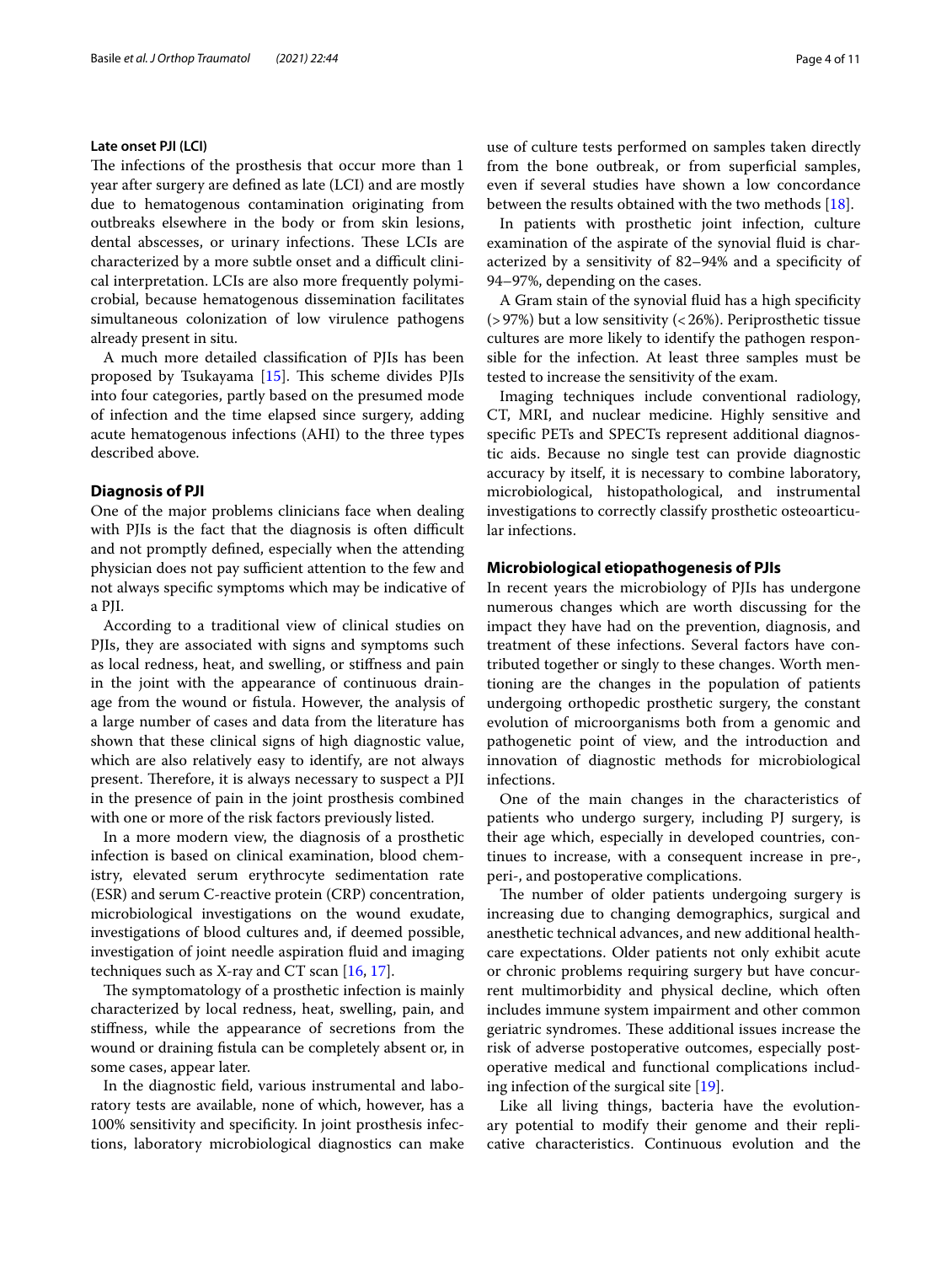### Late onset PJI (LCI)

The infections of the prosthesis that occur more than 1 year after surgery are defined as late (LCI) and are mostly due to hematogenous contamination originating from outbreaks elsewhere in the body or from skin lesions, dental abscesses, or urinary infections. These LCIs are characterized by a more subtle onset and a difficult clinical interpretation. LCIs are also more frequently polymicrobial, because hematogenous dissemination facilitates simultaneous colonization of low virulence pathogens already present in situ.

A much more detailed classification of PJIs has been proposed by Tsukayama [15]. This scheme divides PJIs into four categories, partly based on the presumed mode of infection and the time elapsed since surgery, adding acute hematogenous infections (AHI) to the three types described above.

## Diagnosis of PJI

One of the major problems clinicians face when dealing with PJIs is the fact that the diagnosis is often difficult and not promptly defined, especially when the attending physician does not pay sufficient attention to the few and not always specific symptoms which may be indicative of a PJI.

According to a traditional view of clinical studies on PJIs, they are associated with signs and symptoms such as local redness, heat, and swelling, or stiffness and pain in the joint with the appearance of continuous drainage from the wound or fistula. However, the analysis of a large number of cases and data from the literature has shown that these clinical signs of high diagnostic value, which are also relatively easy to identify, are not always present. Therefore, it is always necessary to suspect a PJI in the presence of pain in the joint prosthesis combined with one or more of the risk factors previously listed.

In a more modern view, the diagnosis of a prosthetic infection is based on clinical examination, blood chemistry, elevated serum erythrocyte sedimentation rate (ESR) and serum C-reactive protein (CRP) concentration, microbiological investigations on the wound exudate, investigations of blood cultures and, if deemed possible, investigation of joint needle aspiration fluid and imaging techniques such as X-ray and CT scan [16, 17].

The symptomatology of a prosthetic infection is mainly characterized by local redness, heat, swelling, pain, and stiffness, while the appearance of secretions from the wound or draining fistula can be completely absent or, in some cases, appear later.

In the diagnostic field, various instrumental and laboratory tests are available, none of which, however, has a 100% sensitivity and specificity. In joint prosthesis infections, laboratory microbiological diagnostics can make use of culture tests performed on samples taken directly from the bone outbreak, or from superficial samples, even if several studies have shown a low concordance between the results obtained with the two methods [18].

In patients with prosthetic joint infection, culture examination of the aspirate of the synovial fluid is characterized by a sensitivity of 82–94% and a specificity of 94–97%, depending on the cases.

A Gram stain of the synovial fluid has a high specificity (> 97%) but a low sensitivity (< 26%). Periprosthetic tissue cultures are more likely to identify the pathogen responsible for the infection. At least three samples must be tested to increase the sensitivity of the exam.

Imaging techniques include conventional radiology, CT, MRI, and nuclear medicine. Highly sensitive and specific PETs and SPECTs represent additional diagnostic aids. Because no single test can provide diagnostic accuracy by itself, it is necessary to combine laboratory, microbiological, histopathological, and instrumental investigations to correctly classify prosthetic osteoarticular infections.

## Microbiological etiopathogenesis of PJIs

In recent years the microbiology of PJIs has undergone numerous changes which are worth discussing for the impact they have had on the prevention, diagnosis, and treatment of these infections. Several factors have contributed together or singly to these changes. Worth mentioning are the changes in the population of patients undergoing orthopedic prosthetic surgery, the constant evolution of microorganisms both from a genomic and pathogenetic point of view, and the introduction and innovation of diagnostic methods for microbiological infections.

One of the main changes in the characteristics of patients who undergo surgery, including PJ surgery, is their age which, especially in developed countries, continues to increase, with a consequent increase in pre-, peri-, and postoperative complications.

The number of older patients undergoing surgery is increasing due to changing demographics, surgical and anesthetic technical advances, and new additional healthcare expectations. Older patients not only exhibit acute or chronic problems requiring surgery but have concurrent multimorbidity and physical decline, which often includes immune system impairment and other common geriatric syndromes. These additional issues increase the risk of adverse postoperative outcomes, especially postoperative medical and functional complications including infection of the surgical site [19].

Like all living things, bacteria have the evolutionary potential to modify their genome and their replicative characteristics. Continuous evolution and the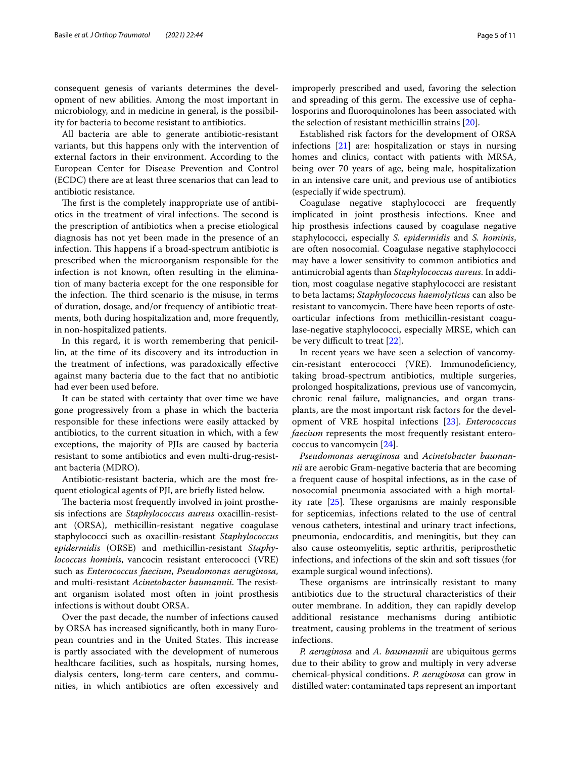consequent genesis of variants determines the development of new abilities. Among the most important in microbiology, and in medicine in general, is the possibility for bacteria to become resistant to antibiotics.

All bacteria are able to generate antibiotic-resistant variants, but this happens only with the intervention of external factors in their environment. According to the European Center for Disease Prevention and Control (ECDC) there are at least three scenarios that can lead to antibiotic resistance.

The first is the completely inappropriate use of antibiotics in the treatment of viral infections. The second is the prescription of antibiotics when a precise etiological diagnosis has not yet been made in the presence of an infection. This happens if a broad-spectrum antibiotic is prescribed when the microorganism responsible for the infection is not known, often resulting in the elimination of many bacteria except for the one responsible for the infection. The third scenario is the misuse, in terms of duration, dosage, and/or frequency of antibiotic treatments, both during hospitalization and, more frequently, in non-hospitalized patients.

In this regard, it is worth remembering that penicillin, at the time of its discovery and its introduction in the treatment of infections, was paradoxically effective against many bacteria due to the fact that no antibiotic had ever been used before.

It can be stated with certainty that over time we have gone progressively from a phase in which the bacteria responsible for these infections were easily attacked by antibiotics, to the current situation in which, with a few exceptions, the majority of PJIs are caused by bacteria resistant to some antibiotics and even multi-drug-resistant bacteria (MDRO).

Antibiotic-resistant bacteria, which are the most frequent etiological agents of PJI, are briefly listed below.

The bacteria most frequently involved in joint prosthesis infections are *Staphylococcus aureus* oxacillin-resistant (ORSA), methicillin-resistant negative coagulase staphylococci such as oxacillin-resistant *Staphylococcus epidermidis* (ORSE) and methicillin-resistant *Staphylococcus hominis*, vancocin resistant enterococci (VRE) such as *Enterococcus faecium*, *Pseudomonas aeruginosa,* and multi-resistant *Acinetobacter baumannii*. The resistant organism isolated most often in joint prosthesis infections is without doubt ORSA.

Over the past decade, the number of infections caused by ORSA has increased significantly, both in many European countries and in the United States. This increase is partly associated with the development of numerous healthcare facilities, such as hospitals, nursing homes, dialysis centers, long-term care centers, and communities, in which antibiotics are often excessively and improperly prescribed and used, favoring the selection and spreading of this germ. The excessive use of cephalosporins and fluoroquinolones has been associated with the selection of resistant methicillin strains [20].

Established risk factors for the development of ORSA infections [21] are: hospitalization or stays in nursing homes and clinics, contact with patients with MRSA, being over 70 years of age, being male, hospitalization in an intensive care unit, and previous use of antibiotics (especially if wide spectrum).

Coagulase negative staphylococci are frequently implicated in joint prosthesis infections. Knee and hip prosthesis infections caused by coagulase negative staphylococci, especially *S. epidermidis* and *S. hominis*, are often nosocomial. Coagulase negative staphylococci may have a lower sensitivity to common antibiotics and antimicrobial agents than *Staphylococcus aureus*. In addition, most coagulase negative staphylococci are resistant to beta lactams; *Staphylococcus haemolyticus* can also be resistant to vancomycin. There have been reports of osteoarticular infections from methicillin-resistant coagulase-negative staphylococci, especially MRSE, which can be very difficult to treat [22].

In recent years we have seen a selection of vancomycin-resistant enterococci (VRE). Immunodeficiency, taking broad-spectrum antibiotics, multiple surgeries, prolonged hospitalizations, previous use of vancomycin, chronic renal failure, malignancies, and organ transplants, are the most important risk factors for the development of VRE hospital infections [23]. *Enterococcus faecium* represents the most frequently resistant enterococcus to vancomycin [24].

*Pseudomonas aeruginosa* and *Acinetobacter baumannii* are aerobic Gram-negative bacteria that are becoming a frequent cause of hospital infections, as in the case of nosocomial pneumonia associated with a high mortality rate [25]. These organisms are mainly responsible for septicemias, infections related to the use of central venous catheters, intestinal and urinary tract infections, pneumonia, endocarditis, and meningitis, but they can also cause osteomyelitis, septic arthritis, periprosthetic infections, and infections of the skin and soft tissues (for example surgical wound infections).

These organisms are intrinsically resistant to many antibiotics due to the structural characteristics of their outer membrane. In addition, they can rapidly develop additional resistance mechanisms during antibiotic treatment, causing problems in the treatment of serious infections.

*P. aeruginosa* and *A. baumannii* are ubiquitous germs due to their ability to grow and multiply in very adverse chemical-physical conditions. *P. aeruginosa* can grow in distilled water: contaminated taps represent an important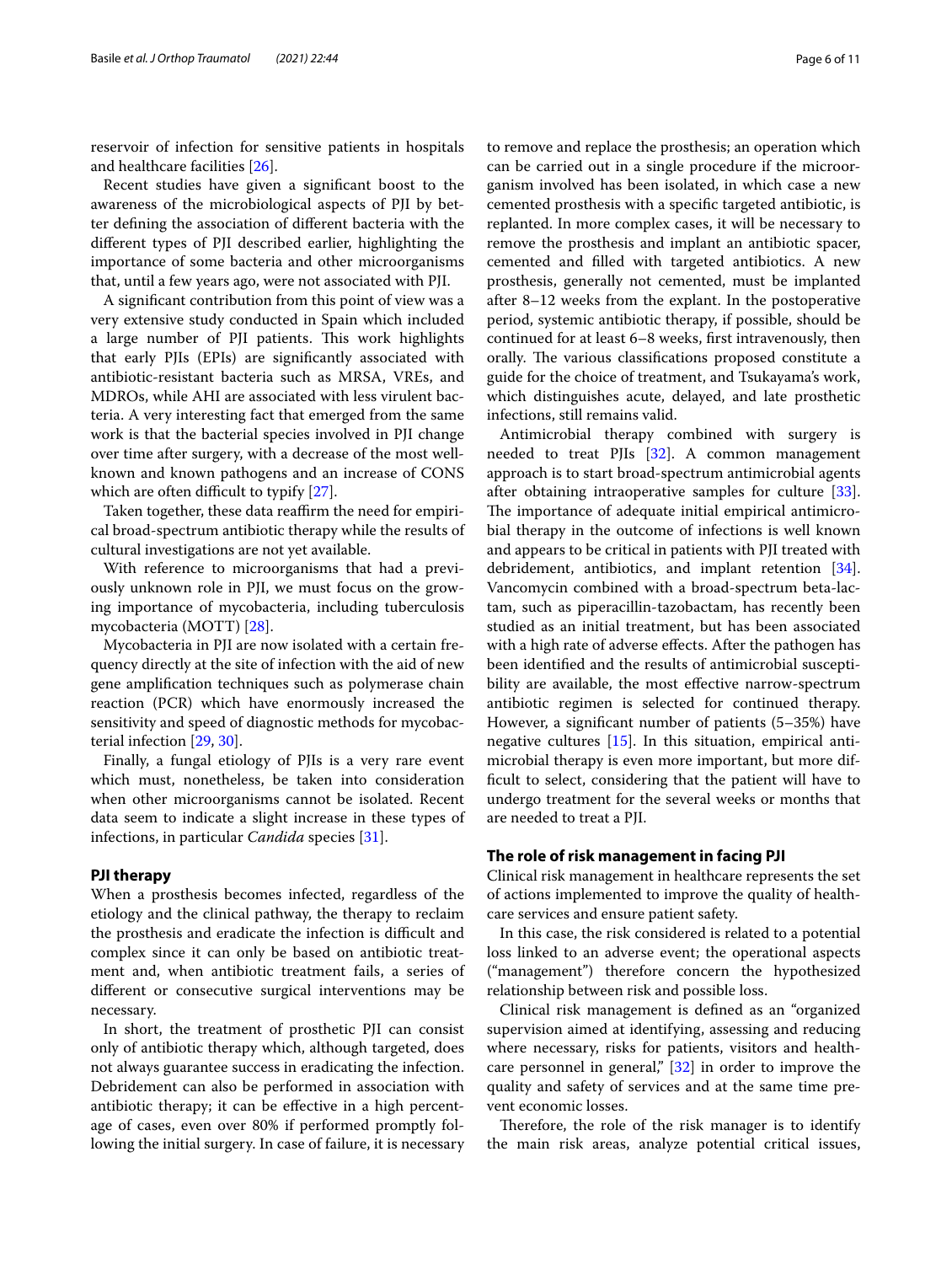reservoir of infection for sensitive patients in hospitals and healthcare facilities [26].

Recent studies have given a significant boost to the awareness of the microbiological aspects of PJI by better defining the association of different bacteria with the different types of PJI described earlier, highlighting the importance of some bacteria and other microorganisms that, until a few years ago, were not associated with PJI.

A significant contribution from this point of view was a very extensive study conducted in Spain which included a large number of PJI patients. This work highlights that early PJIs (EPIs) are significantly associated with antibiotic-resistant bacteria such as MRSA, VREs, and MDROs, while AHI are associated with less virulent bacteria. A very interesting fact that emerged from the same work is that the bacterial species involved in PJI change over time after surgery, with a decrease of the most well-known and known pathogens and an increase of CONS which are often difficult to typify [27].

Taken together, these data reaffirm the need for empirical broad-spectrum antibiotic therapy while the results of cultural investigations are not yet available.

With reference to microorganisms that had a previously unknown role in PJI, we must focus on the growing importance of mycobacteria, including tuberculosis mycobacteria (MOTT) [28].

Mycobacteria in PJI are now isolated with a certain frequency directly at the site of infection with the aid of new gene amplification techniques such as polymerase chain reaction (PCR) which have enormously increased the sensitivity and speed of diagnostic methods for mycobacterial infection [29, 30].

Finally, a fungal etiology of PJIs is a very rare event which must, nonetheless, be taken into consideration when other microorganisms cannot be isolated. Recent data seem to indicate a slight increase in these types of infections, in particular *Candida* species [31].

## PJI therapy

When a prosthesis becomes infected, regardless of the etiology and the clinical pathway, the therapy to reclaim the prosthesis and eradicate the infection is difficult and complex since it can only be based on antibiotic treatment and, when antibiotic treatment fails, a series of different or consecutive surgical interventions may be necessary.

In short, the treatment of prosthetic PJI can consist only of antibiotic therapy which, although targeted, does not always guarantee success in eradicating the infection. Debridement can also be performed in association with antibiotic therapy; it can be effective in a high percentage of cases, even over 80% if performed promptly following the initial surgery. In case of failure, it is necessary to remove and replace the prosthesis; an operation which can be carried out in a single procedure if the microorganism involved has been isolated, in which case a new cemented prosthesis with a specific targeted antibiotic, is replanted. In more complex cases, it will be necessary to remove the prosthesis and implant an antibiotic spacer, cemented and filled with targeted antibiotics. A new prosthesis, generally not cemented, must be implanted after 8–12 weeks from the explant. In the postoperative period, systemic antibiotic therapy, if possible, should be continued for at least 6–8 weeks, first intravenously, then orally. The various classifications proposed constitute a guide for the choice of treatment, and Tsukayama's work, which distinguishes acute, delayed, and late prosthetic infections, still remains valid.

Antimicrobial therapy combined with surgery is needed to treat PJIs [32]. A common management approach is to start broad-spectrum antimicrobial agents after obtaining intraoperative samples for culture [33]. The importance of adequate initial empirical antimicrobial therapy in the outcome of infections is well known and appears to be critical in patients with PJI treated with debridement, antibiotics, and implant retention [34]. Vancomycin combined with a broad-spectrum beta-lactam, such as piperacillin-tazobactam, has recently been studied as an initial treatment, but has been associated with a high rate of adverse effects. After the pathogen has been identified and the results of antimicrobial susceptibility are available, the most effective narrow-spectrum antibiotic regimen is selected for continued therapy. However, a significant number of patients (5–35%) have negative cultures [15]. In this situation, empirical antimicrobial therapy is even more important, but more difficult to select, considering that the patient will have to undergo treatment for the several weeks or months that are needed to treat a PJI.

## The role of risk management in facing PJI

Clinical risk management in healthcare represents the set of actions implemented to improve the quality of healthcare services and ensure patient safety.

In this case, the risk considered is related to a potential loss linked to an adverse event; the operational aspects ("management") therefore concern the hypothesized relationship between risk and possible loss.

Clinical risk management is defined as an "organized supervision aimed at identifying, assessing and reducing where necessary, risks for patients, visitors and healthcare personnel in general," [32] in order to improve the quality and safety of services and at the same time prevent economic losses.

Therefore, the role of the risk manager is to identify the main risk areas, analyze potential critical issues,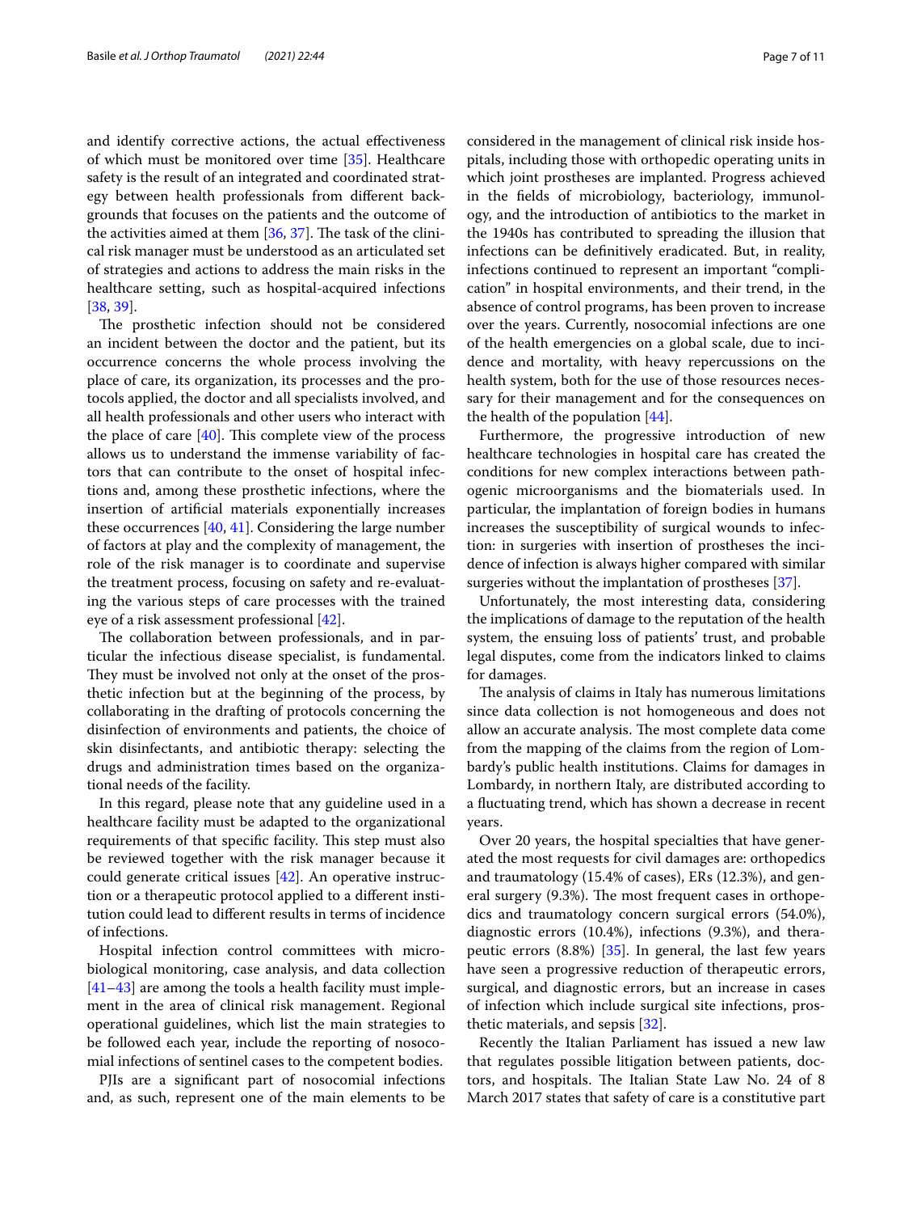and identify corrective actions, the actual effectiveness of which must be monitored over time [35]. Healthcare safety is the result of an integrated and coordinated strategy between health professionals from different backgrounds that focuses on the patients and the outcome of the activities aimed at them [36, 37]. The task of the clinical risk manager must be understood as an articulated set of strategies and actions to address the main risks in the healthcare setting, such as hospital-acquired infections [38, 39].

The prosthetic infection should not be considered an incident between the doctor and the patient, but its occurrence concerns the whole process involving the place of care, its organization, its processes and the protocols applied, the doctor and all specialists involved, and all health professionals and other users who interact with the place of care [40]. This complete view of the process allows us to understand the immense variability of factors that can contribute to the onset of hospital infections and, among these prosthetic infections, where the insertion of artificial materials exponentially increases these occurrences [40, 41]. Considering the large number of factors at play and the complexity of management, the role of the risk manager is to coordinate and supervise the treatment process, focusing on safety and re-evaluating the various steps of care processes with the trained eye of a risk assessment professional [42].

The collaboration between professionals, and in particular the infectious disease specialist, is fundamental. They must be involved not only at the onset of the prosthetic infection but at the beginning of the process, by collaborating in the drafting of protocols concerning the disinfection of environments and patients, the choice of skin disinfectants, and antibiotic therapy: selecting the drugs and administration times based on the organizational needs of the facility.

In this regard, please note that any guideline used in a healthcare facility must be adapted to the organizational requirements of that specific facility. This step must also be reviewed together with the risk manager because it could generate critical issues [42]. An operative instruction or a therapeutic protocol applied to a different institution could lead to different results in terms of incidence of infections.

Hospital infection control committees with microbiological monitoring, case analysis, and data collection [41–43] are among the tools a health facility must implement in the area of clinical risk management. Regional operational guidelines, which list the main strategies to be followed each year, include the reporting of nosocomial infections of sentinel cases to the competent bodies.

PJIs are a significant part of nosocomial infections and, as such, represent one of the main elements to be considered in the management of clinical risk inside hospitals, including those with orthopedic operating units in which joint prostheses are implanted. Progress achieved in the fields of microbiology, bacteriology, immunology, and the introduction of antibiotics to the market in the 1940s has contributed to spreading the illusion that infections can be definitively eradicated. But, in reality, infections continued to represent an important "complication" in hospital environments, and their trend, in the absence of control programs, has been proven to increase over the years. Currently, nosocomial infections are one of the health emergencies on a global scale, due to incidence and mortality, with heavy repercussions on the health system, both for the use of those resources necessary for their management and for the consequences on the health of the population [44].

Furthermore, the progressive introduction of new healthcare technologies in hospital care has created the conditions for new complex interactions between pathogenic microorganisms and the biomaterials used. In particular, the implantation of foreign bodies in humans increases the susceptibility of surgical wounds to infection: in surgeries with insertion of prostheses the incidence of infection is always higher compared with similar surgeries without the implantation of prostheses [37].

Unfortunately, the most interesting data, considering the implications of damage to the reputation of the health system, the ensuing loss of patients' trust, and probable legal disputes, come from the indicators linked to claims for damages.

The analysis of claims in Italy has numerous limitations since data collection is not homogeneous and does not allow an accurate analysis. The most complete data come from the mapping of the claims from the region of Lombardy's public health institutions. Claims for damages in Lombardy, in northern Italy, are distributed according to a fluctuating trend, which has shown a decrease in recent years.

Over 20 years, the hospital specialties that have generated the most requests for civil damages are: orthopedics and traumatology (15.4% of cases), ERs (12.3%), and general surgery (9.3%). The most frequent cases in orthopedics and traumatology concern surgical errors (54.0%), diagnostic errors (10.4%), infections (9.3%), and therapeutic errors (8.8%) [35]. In general, the last few years have seen a progressive reduction of therapeutic errors, surgical, and diagnostic errors, but an increase in cases of infection which include surgical site infections, prosthetic materials, and sepsis [32].

Recently the Italian Parliament has issued a new law that regulates possible litigation between patients, doctors, and hospitals. The Italian State Law No. 24 of 8 March 2017 states that safety of care is a constitutive part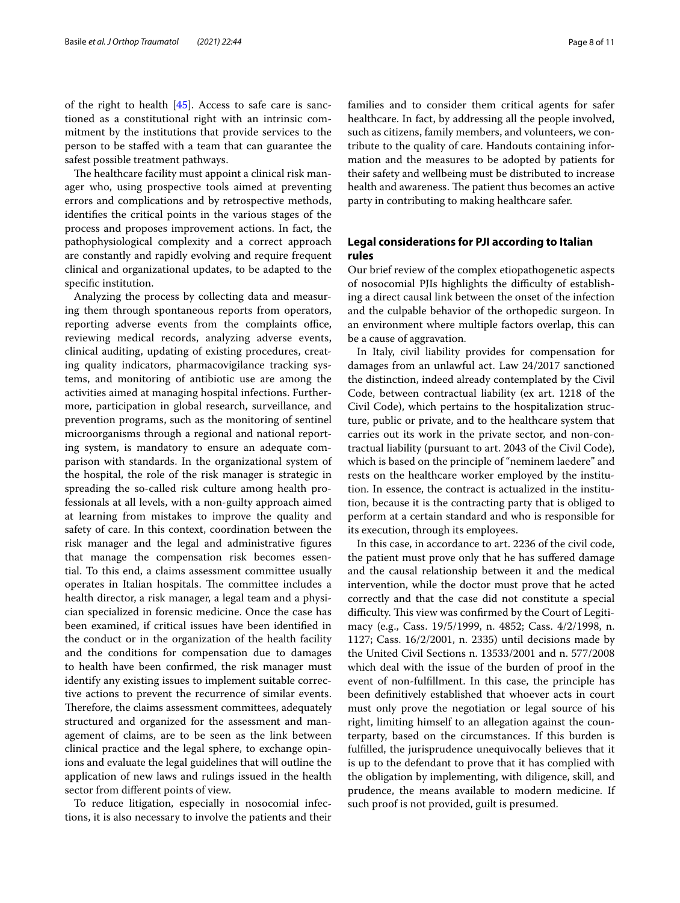of the right to health [45]. Access to safe care is sanctioned as a constitutional right with an intrinsic commitment by the institutions that provide services to the person to be staffed with a team that can guarantee the safest possible treatment pathways.

The healthcare facility must appoint a clinical risk manager who, using prospective tools aimed at preventing errors and complications and by retrospective methods, identifies the critical points in the various stages of the process and proposes improvement actions. In fact, the pathophysiological complexity and a correct approach are constantly and rapidly evolving and require frequent clinical and organizational updates, to be adapted to the specific institution.

Analyzing the process by collecting data and measuring them through spontaneous reports from operators, reporting adverse events from the complaints office, reviewing medical records, analyzing adverse events, clinical auditing, updating of existing procedures, creating quality indicators, pharmacovigilance tracking systems, and monitoring of antibiotic use are among the activities aimed at managing hospital infections. Furthermore, participation in global research, surveillance, and prevention programs, such as the monitoring of sentinel microorganisms through a regional and national reporting system, is mandatory to ensure an adequate comparison with standards. In the organizational system of the hospital, the role of the risk manager is strategic in spreading the so-called risk culture among health professionals at all levels, with a non-guilty approach aimed at learning from mistakes to improve the quality and safety of care. In this context, coordination between the risk manager and the legal and administrative figures that manage the compensation risk becomes essential. To this end, a claims assessment committee usually operates in Italian hospitals. The committee includes a health director, a risk manager, a legal team and a physician specialized in forensic medicine. Once the case has been examined, if critical issues have been identified in the conduct or in the organization of the health facility and the conditions for compensation due to damages to health have been confirmed, the risk manager must identify any existing issues to implement suitable corrective actions to prevent the recurrence of similar events. Therefore, the claims assessment committees, adequately structured and organized for the assessment and management of claims, are to be seen as the link between clinical practice and the legal sphere, to exchange opinions and evaluate the legal guidelines that will outline the application of new laws and rulings issued in the health sector from different points of view.

To reduce litigation, especially in nosocomial infections, it is also necessary to involve the patients and their families and to consider them critical agents for safer healthcare. In fact, by addressing all the people involved, such as citizens, family members, and volunteers, we contribute to the quality of care. Handouts containing information and the measures to be adopted by patients for their safety and wellbeing must be distributed to increase health and awareness. The patient thus becomes an active party in contributing to making healthcare safer.

## Legal considerations for PJI according to Italian rules

Our brief review of the complex etiopathogenetic aspects of nosocomial PJIs highlights the difficulty of establishing a direct causal link between the onset of the infection and the culpable behavior of the orthopedic surgeon. In an environment where multiple factors overlap, this can be a cause of aggravation.

In Italy, civil liability provides for compensation for damages from an unlawful act. Law 24/2017 sanctioned the distinction, indeed already contemplated by the Civil Code, between contractual liability (ex art. 1218 of the Civil Code), which pertains to the hospitalization structure, public or private, and to the healthcare system that carries out its work in the private sector, and non-contractual liability (pursuant to art. 2043 of the Civil Code), which is based on the principle of "neminem laedere" and rests on the healthcare worker employed by the institution. In essence, the contract is actualized in the institution, because it is the contracting party that is obliged to perform at a certain standard and who is responsible for its execution, through its employees.

In this case, in accordance to art. 2236 of the civil code, the patient must prove only that he has suffered damage and the causal relationship between it and the medical intervention, while the doctor must prove that he acted correctly and that the case did not constitute a special difficulty. This view was confirmed by the Court of Legitimacy (e.g., Cass. 19/5/1999, n. 4852; Cass. 4/2/1998, n. 1127; Cass. 16/2/2001, n. 2335) until decisions made by the United Civil Sections n. 13533/2001 and n. 577/2008 which deal with the issue of the burden of proof in the event of non-fulfillment. In this case, the principle has been definitively established that whoever acts in court must only prove the negotiation or legal source of his right, limiting himself to an allegation against the counterparty, based on the circumstances. If this burden is fulfilled, the jurisprudence unequivocally believes that it is up to the defendant to prove that it has complied with the obligation by implementing, with diligence, skill, and prudence, the means available to modern medicine. If such proof is not provided, guilt is presumed.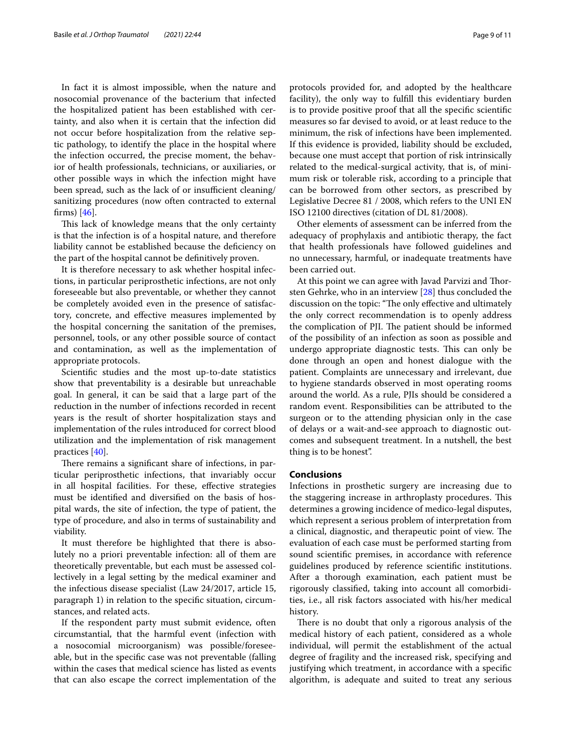In fact it is almost impossible, when the nature and nosocomial provenance of the bacterium that infected the hospitalized patient has been established with certainty, and also when it is certain that the infection did not occur before hospitalization from the relative septic pathology, to identify the place in the hospital where the infection occurred, the precise moment, the behavior of health professionals, technicians, or auxiliaries, or other possible ways in which the infection might have been spread, such as the lack of or insufficient cleaning/sanitizing procedures (now often contracted to external firms) [46].

This lack of knowledge means that the only certainty is that the infection is of a hospital nature, and therefore liability cannot be established because the deficiency on the part of the hospital cannot be definitively proven.

It is therefore necessary to ask whether hospital infections, in particular periprosthetic infections, are not only foreseeable but also preventable, or whether they cannot be completely avoided even in the presence of satisfactory, concrete, and effective measures implemented by the hospital concerning the sanitation of the premises, personnel, tools, or any other possible source of contact and contamination, as well as the implementation of appropriate protocols.

Scientific studies and the most up-to-date statistics show that preventability is a desirable but unreachable goal. In general, it can be said that a large part of the reduction in the number of infections recorded in recent years is the result of shorter hospitalization stays and implementation of the rules introduced for correct blood utilization and the implementation of risk management practices [40].

There remains a significant share of infections, in particular periprosthetic infections, that invariably occur in all hospital facilities. For these, effective strategies must be identified and diversified on the basis of hospital wards, the site of infection, the type of patient, the type of procedure, and also in terms of sustainability and viability.

It must therefore be highlighted that there is absolutely no a priori preventable infection: all of them are theoretically preventable, but each must be assessed collectively in a legal setting by the medical examiner and the infectious disease specialist (Law 24/2017, article 15, paragraph 1) in relation to the specific situation, circumstances, and related acts.

If the respondent party must submit evidence, often circumstantial, that the harmful event (infection with a nosocomial microorganism) was possible/foreseeable, but in the specific case was not preventable (falling within the cases that medical science has listed as events that can also escape the correct implementation of the protocols provided for, and adopted by the healthcare facility), the only way to fulfill this evidentiary burden is to provide positive proof that all the specific scientific measures so far devised to avoid, or at least reduce to the minimum, the risk of infections have been implemented. If this evidence is provided, liability should be excluded, because one must accept that portion of risk intrinsically related to the medical-surgical activity, that is, of minimum risk or tolerable risk, according to a principle that can be borrowed from other sectors, as prescribed by Legislative Decree 81 / 2008, which refers to the UNI EN ISO 12100 directives (citation of DL 81/2008).

Other elements of assessment can be inferred from the adequacy of prophylaxis and antibiotic therapy, the fact that health professionals have followed guidelines and no unnecessary, harmful, or inadequate treatments have been carried out.

At this point we can agree with Javad Parvizi and Thorsten Gehrke, who in an interview [28] thus concluded the discussion on the topic: "The only effective and ultimately the only correct recommendation is to openly address the complication of PJI. The patient should be informed of the possibility of an infection as soon as possible and undergo appropriate diagnostic tests. This can only be done through an open and honest dialogue with the patient. Complaints are unnecessary and irrelevant, due to hygiene standards observed in most operating rooms around the world. As a rule, PJIs should be considered a random event. Responsibilities can be attributed to the surgeon or to the attending physician only in the case of delays or a wait-and-see approach to diagnostic outcomes and subsequent treatment. In a nutshell, the best thing is to be honest".

## Conclusions

Infections in prosthetic surgery are increasing due to the staggering increase in arthroplasty procedures. This determines a growing incidence of medico-legal disputes, which represent a serious problem of interpretation from a clinical, diagnostic, and therapeutic point of view. The evaluation of each case must be performed starting from sound scientific premises, in accordance with reference guidelines produced by reference scientific institutions. After a thorough examination, each patient must be rigorously classified, taking into account all comorbidities, i.e., all risk factors associated with his/her medical history.

There is no doubt that only a rigorous analysis of the medical history of each patient, considered as a whole individual, will permit the establishment of the actual degree of fragility and the increased risk, specifying and justifying which treatment, in accordance with a specific algorithm, is adequate and suited to treat any serious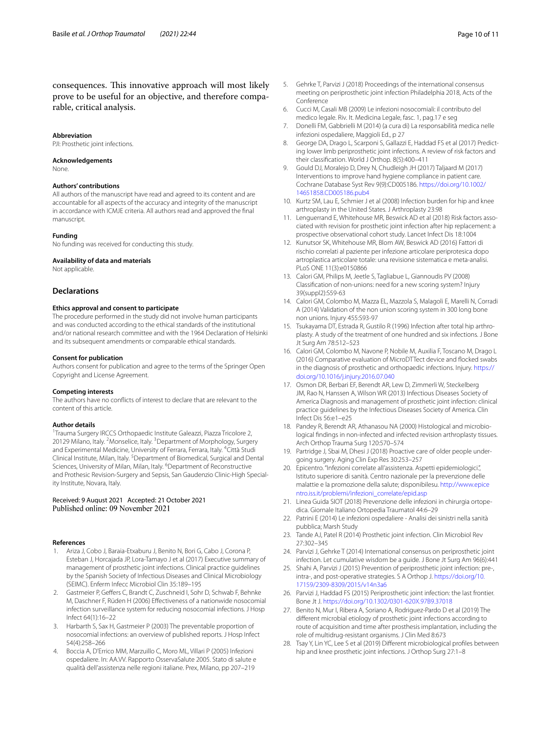consequences. This innovative approach will most likely prove to be useful for an objective, and therefore comparable, critical analysis.

#### Abbreviation
PJI: Prosthetic joint infections.

#### Acknowledgements
None.

#### Authors' contributions
All authors of the manuscript have read and agreed to its content and are accountable for all aspects of the accuracy and integrity of the manuscript in accordance with ICMJE criteria. All authors read and approved the final manuscript.

#### Funding
No funding was received for conducting this study.

#### Availability of data and materials
Not applicable.

## Declarations

#### Ethics approval and consent to participate
The procedure performed in the study did not involve human participants and was conducted according to the ethical standards of the institutional and/or national research committee and with the 1964 Declaration of Helsinki and its subsequent amendments or comparable ethical standards.

#### Consent for publication
Authors consent for publication and agree to the terms of the Springer Open Copyright and License Agreement.

#### Competing interests
The authors have no conflicts of interest to declare that are relevant to the content of this article.

#### Author details
[1]Trauma Surgery IRCCS Orthopaedic Institute Galeazzi, Piazza Tricolore 2, 20129 Milano, Italy. [2]Monselice, Italy. [3]Department of Morphology, Surgery and Experimental Medicine, University of Ferrara, Ferrara, Italy. [4]Città Studi Clinical Institute, Milan, Italy. [5]Department of Biomedical, Surgical and Dental Sciences, University of Milan, Milan, Italy. [6]Department of Reconstructive and Prothesic Revision-Surgery and Sepsis, San Gaudenzio Clinic-High Speciality Institute, Novara, Italy.

Received: 9 August 2021 Accepted: 21 October 2021
Published online: 09 November 2021

#### References
1. Ariza J, Cobo J, Baraia-Etxaburu J, Benito N, Bori G, Cabo J, Corona P, Esteban J, Horcajada JP, Lora-Tamayo J et al (2017) Executive summary of management of prosthetic joint infections. Clinical practice guidelines by the Spanish Society of Infectious Diseases and Clinical Microbiology (SEIMC). Enferm Infecc Microbiol Clin 35:189–195
2. Gastmeier P, Geffers C, Brandt C, Zuschneid I, Sohr D, Schwab F, Behnke M, Daschner F, Rüden H (2006) Effectiveness of a nationwide nosocomial infection surveillance system for reducing nosocomial infections. J Hosp Infect 64(1):16–22
3. Harbarth S, Sax H, Gastmeier P (2003) The preventable proportion of nosocomial infections: an overview of published reports. J Hosp Infect 54(4):258–266
4. Boccia A, D'Errico MM, Marzuillo C, Moro ML, Villari P (2005) Infezioni ospedaliere. In: AA.VV. Rapporto OsservaSalute 2005. Stato di salute e qualità dell'assistenza nelle regioni italiane. Prex, Milano, pp 207–219
5. Gehrke T, Parvizi J (2018) Proceedings of the international consensus meeting on periprosthetic joint infection Philadelphia 2018, Acts of the Conference
6. Cucci M, Casali MB (2009) Le infezioni nosocomiali: il contributo del medico legale. Riv. It. Medicina Legale, fasc. 1, pag.17 e seg
7. Donelli FM, Gabbrielli M (2014) (a cura di) La responsabilità medica nelle infezioni ospedaliere, Maggioli Ed., p 27
8. George DA, Drago L, Scarponi S, Gallazzi E, Haddad FS et al (2017) Predicting lower limb periprosthetic joint infections. A review of risk factors and their classification. World J Orthop. 8(5):400–411
9. Gould DJ, Moralejo D, Drey N, Chudleigh JH (2017) Taljaard M (2017) Interventions to improve hand hygiene compliance in patient care. Cochrane Database Syst Rev 9(9):CD005186. https://doi.org/10.1002/14651858.CD005186.pub4
10. Kurtz SM, Lau E, Schmier J et al (2008) Infection burden for hip and knee arthroplasty in the United States. J Arthroplasty 23:98
11. Lenguerrand E, Whitehouse MR, Beswick AD et al (2018) Risk factors associated with revision for prosthetic joint infection after hip replacement: a prospective observational cohort study. Lancet Infect Dis 18:1004
12. Kunutsor SK, Whitehouse MR, Blom AW, Beswick AD (2016) Fattori di rischio correlati al paziente per infezione articolare periprotesica dopo artroplastica articolare totale: una revisione sistematica e meta-analisi. PLoS ONE 11(3):e0150866
13. Calori GM, Philips M, Jeetle S, Tagliabue L, Giannoudis PV (2008) Classification of non-unions: need for a new scoring system? Injury 39(suppl2):S59-63
14. Calori GM, Colombo M, Mazza EL, Mazzola S, Malagoli E, Marelli N, Corradi A (2014) Validation of the non union scoring system in 300 long bone non unions. Injury 455:S93-97
15. Tsukayama DT, Estrada R, Gustilo R (1996) Infection after total hip arthroplasty. A study of the treatment of one hundred and six infections. J Bone Jt Surg Am 78:512–523
16. Calori GM, Colombo M, Navone P, Nobile M, Auxilia F, Toscano M, Drago L (2016) Comparative evaluation of MicroDTTect device and flocked swabs in the diagnosis of prosthetic and orthopaedic infections. Injury. https://doi.org/10.1016/j.injury.2016.07.040
17. Osmon DR, Berbari EF, Berendt AR, Lew D, Zimmerli W, Steckelberg JM, Rao N, Hanssen A, Wilson WR (2013) Infectious Diseases Society of America Diagnosis and management of prosthetic joint infection: clinical practice guidelines by the Infectious Diseases Society of America. Clin Infect Dis 56:e1–e25
18. Pandey R, Berendt AR, Athanasou NA (2000) Histological and microbiological findings in non-infected and infected revision arthroplasty tissues. Arch Orthop Trauma Surg 120:570–574
19. Partridge J, Sbai M, Dhesi J (2018) Proactive care of older people undergoing surgery. Aging Clin Exp Res 30:253–257
20. Epicentro. "Infezioni correlate all'assistenza. Aspetti epidemiologici.", Istituto superiore di sanità. Centro nazionale per la prevenzione delle malattie e la promozione della salute; disponibilesu. http://www.epicentro.iss.it/problemi/infezioni_correlate/epid.asp
21. Linea Guida SIOT (2018) Prevenzione delle infezioni in chirurgia ortopedica. Giornale Italiano Ortopedia Traumatol 44:6–29
22. Patrini E (2014) Le infezioni ospedaliere - Analisi dei sinistri nella sanità pubblica; Marsh Study
23. Tande AJ, Patel R (2014) Prosthetic joint infection. Clin Microbiol Rev 27:302–345
24. Parvizi J, Gehrke T (2014) International consensus on periprosthetic joint infection. Let cumulative wisdom be a guide. J Bone Jt Surg Am 96(6):441
25. Shahi A, Parvizi J (2015) Prevention of periprosthetic joint infection: pre-, intra-, and post-operative strategies. S A Orthop J. https://doi.org/10.17159/2309-8309/2015/v14n3a6
26. Parvizi J, Haddad FS (2015) Periprosthetic joint infection: the last frontier. Bone Jt J. https://doi.org/10.1302/0301-620X.97B9.37018
27. Benito N, Mur I, Ribera A, Soriano A, Rodriguez-Pardo D et al (2019) The different microbial etiology of prosthetic joint infections according to route of acquisition and time after prosthesis implantation, including the role of multidrug-resistant organisms. J Clin Med 8:673
28. Tsay Y, Lin YC, Lee S et al (2019) Different microbiological profiles between hip and knee prosthetic joint infections. J Orthop Surg 27:1–8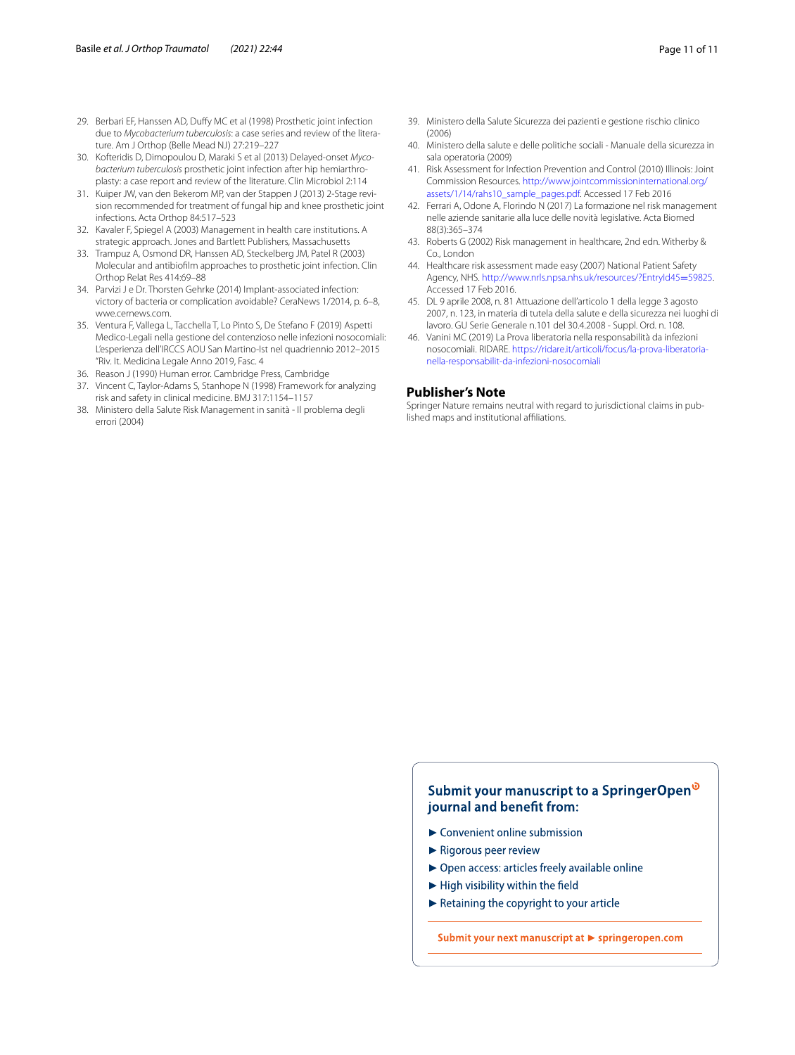29. Berbari EF, Hanssen AD, Duffy MC et al (1998) Prosthetic joint infection due to *Mycobacterium tuberculosis*: a case series and review of the literature. Am J Orthop (Belle Mead NJ) 27:219–227
30. Kofteridis D, Dimopoulou D, Maraki S et al (2013) Delayed-onset *Mycobacterium tuberculosis* prosthetic joint infection after hip hemiarthroplasty: a case report and review of the literature. Clin Microbiol 2:114
31. Kuiper JW, van den Bekerom MP, van der Stappen J (2013) 2-Stage revision recommended for treatment of fungal hip and knee prosthetic joint infections. Acta Orthop 84:517–523
32. Kavaler F, Spiegel A (2003) Management in health care institutions. A strategic approach. Jones and Bartlett Publishers, Massachusetts
33. Trampuz A, Osmond DR, Hanssen AD, Steckelberg JM, Patel R (2003) Molecular and antibiofilm approaches to prosthetic joint infection. Clin Orthop Relat Res 414:69–88
34. Parvizi J e Dr. Thorsten Gehrke (2014) Implant-associated infection: victory of bacteria or complication avoidable? CeraNews 1/2014, p. 6–8, www.cernews.com.
35. Ventura F, Vallega L, Tacchella T, Lo Pinto S, De Stefano F (2019) Aspetti Medico-Legali nella gestione del contenzioso nelle infezioni nosocomiali: L'esperienza dell'IRCCS AOU San Martino-Ist nel quadriennio 2012–2015 "Riv. It. Medicina Legale Anno 2019, Fasc. 4
36. Reason J (1990) Human error. Cambridge Press, Cambridge
37. Vincent C, Taylor-Adams S, Stanhope N (1998) Framework for analyzing risk and safety in clinical medicine. BMJ 317:1154–1157
38. Ministero della Salute Risk Management in sanità - Il problema degli errori (2004)
39. Ministero della Salute Sicurezza dei pazienti e gestione rischio clinico (2006)
40. Ministero della salute e delle politiche sociali - Manuale della sicurezza in sala operatoria (2009)
41. Risk Assessment for Infection Prevention and Control (2010) Illinois: Joint Commission Resources. http://www.jointcommissioninternational.org/assets/1/14/rahs10_sample_pages.pdf. Accessed 17 Feb 2016
42. Ferrari A, Odone A, Florindo N (2017) La formazione nel risk management nelle aziende sanitarie alla luce delle novità legislative. Acta Biomed 88(3):365–374
43. Roberts G (2002) Risk management in healthcare, 2nd edn. Witherby & Co., London
44. Healthcare risk assessment made easy (2007) National Patient Safety Agency, NHS. http://www.nrls.npsa.nhs.uk/resources/?EntryId45=59825. Accessed 17 Feb 2016.
45. DL 9 aprile 2008, n. 81 Attuazione dell'articolo 1 della legge 3 agosto 2007, n. 123, in materia di tutela della salute e della sicurezza nei luoghi di lavoro. GU Serie Generale n.101 del 30.4.2008 - Suppl. Ord. n. 108.
46. Vanini MC (2019) La Prova liberatoria nella responsabilità da infezioni nosocomiali. RIDARE. https://ridare.it/articoli/focus/la-prova-liberatoria-nella-responsabilit-da-infezioni-nosocomiali

## Publisher's Note

Springer Nature remains neutral with regard to jurisdictional claims in published maps and institutional affiliations.

**Submit your manuscript to a SpringerOpen journal and benefit from:**

- ► Convenient online submission
- ► Rigorous peer review
- ► Open access: articles freely available online
- ► High visibility within the field
- ► Retaining the copyright to your article

**Submit your next manuscript at ► springeropen.com**